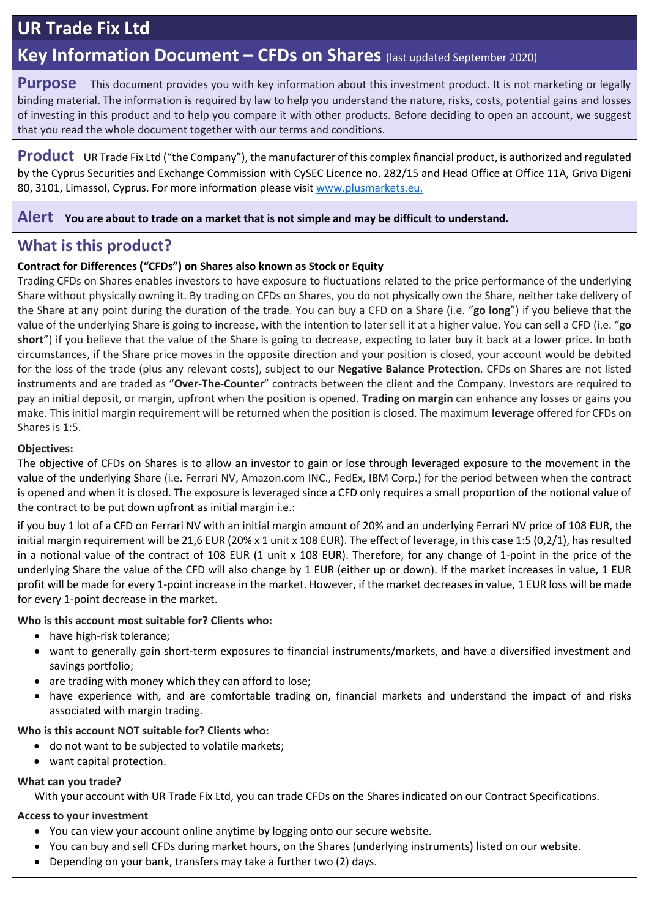# UR Trade Fix Ltd

## Key Information Document – CFDs on Shares (last updated September 2020)

**Purpose** This document provides you with key information about this investment product. It is not marketing or legally binding material. The information is required by law to help you understand the nature, risks, costs, potential gains and losses of investing in this product and to help you compare it with other products. Before deciding to open an account, we suggest that you read the whole document together with our terms and conditions.

**Product** UR Trade Fix Ltd ("the Company"), the manufacturer of this complex financial product, is authorized and regulated by the Cyprus Securities and Exchange Commission with CySEC Licence no. 282/15 and Head Office at Office 11A, Griva Digeni 80, 3101, Limassol, Cyprus. For more information please visit www.plusmarkets.eu.

**Alert** **You are about to trade on a market that is not simple and may be difficult to understand.**

## What is this product?

**Contract for Differences ("CFDs") on Shares also known as Stock or Equity**

Trading CFDs on Shares enables investors to have exposure to fluctuations related to the price performance of the underlying Share without physically owning it. By trading on CFDs on Shares, you do not physically own the Share, neither take delivery of the Share at any point during the duration of the trade. You can buy a CFD on a Share (i.e. "**go long**") if you believe that the value of the underlying Share is going to increase, with the intention to later sell it at a higher value. You can sell a CFD (i.e. "**go short**") if you believe that the value of the Share is going to decrease, expecting to later buy it back at a lower price. In both circumstances, if the Share price moves in the opposite direction and your position is closed, your account would be debited for the loss of the trade (plus any relevant costs), subject to our **Negative Balance Protection**. CFDs on Shares are not listed instruments and are traded as "**Over-The-Counter**" contracts between the client and the Company. Investors are required to pay an initial deposit, or margin, upfront when the position is opened. **Trading on margin** can enhance any losses or gains you make. This initial margin requirement will be returned when the position is closed. The maximum **leverage** offered for CFDs on Shares is 1:5.

**Objectives:**

The objective of CFDs on Shares is to allow an investor to gain or lose through leveraged exposure to the movement in the value of the underlying Share (i.e. Ferrari NV, Amazon.com INC., FedEx, IBM Corp.) for the period between when the contract is opened and when it is closed. The exposure is leveraged since a CFD only requires a small proportion of the notional value of the contract to be put down upfront as initial margin i.e.:

if you buy 1 lot of a CFD on Ferrari NV with an initial margin amount of 20% and an underlying Ferrari NV price of 108 EUR, the initial margin requirement will be 21,6 EUR (20% x 1 unit x 108 EUR). The effect of leverage, in this case 1:5 (0,2/1), has resulted in a notional value of the contract of 108 EUR (1 unit x 108 EUR). Therefore, for any change of 1-point in the price of the underlying Share the value of the CFD will also change by 1 EUR (either up or down). If the market increases in value, 1 EUR profit will be made for every 1-point increase in the market. However, if the market decreases in value, 1 EUR loss will be made for every 1-point decrease in the market.

**Who is this account most suitable for? Clients who:**

- have high-risk tolerance;
- want to generally gain short-term exposures to financial instruments/markets, and have a diversified investment and savings portfolio;
- are trading with money which they can afford to lose;
- have experience with, and are comfortable trading on, financial markets and understand the impact of and risks associated with margin trading.

**Who is this account NOT suitable for? Clients who:**

- do not want to be subjected to volatile markets;
- want capital protection.

**What can you trade?**

With your account with UR Trade Fix Ltd, you can trade CFDs on the Shares indicated on our Contract Specifications.

**Access to your investment**

- You can view your account online anytime by logging onto our secure website.
- You can buy and sell CFDs during market hours, on the Shares (underlying instruments) listed on our website.
- Depending on your bank, transfers may take a further two (2) days.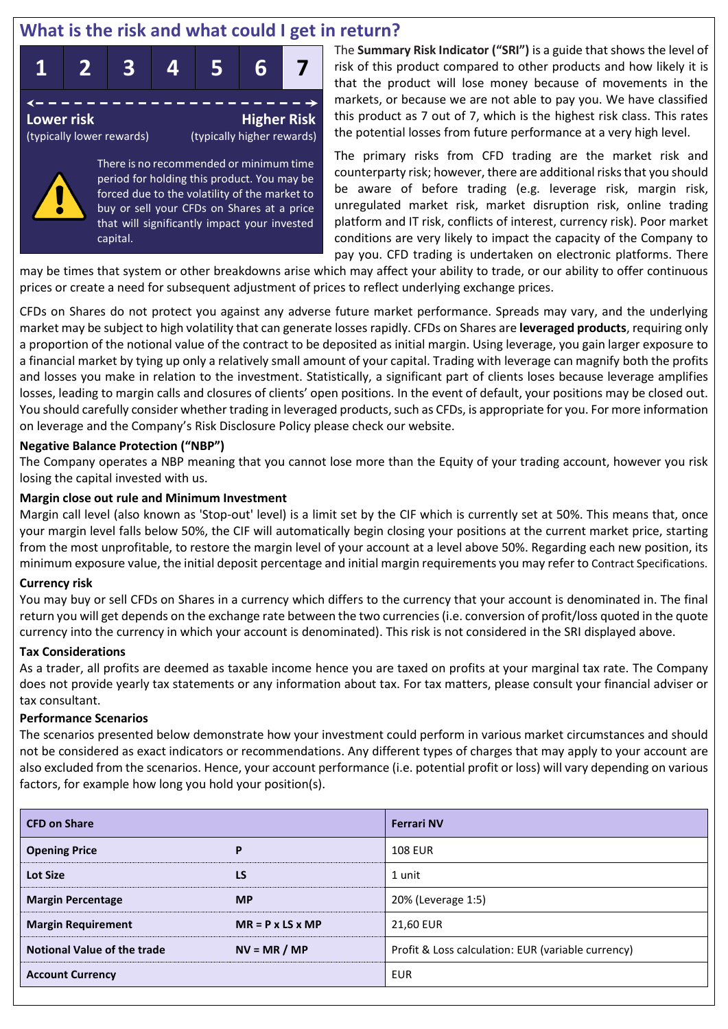## What is the risk and what could I get in return?

| 1 | 2 | 3 | 4 | 5 | 6 | 7 |
|---|---|---|---|---|---|---|

**Lower risk** (typically lower rewards) — **Higher Risk** (typically higher rewards)

There is no recommended or minimum time period for holding this product. You may be forced due to the volatility of the market to buy or sell your CFDs on Shares at a price that will significantly impact your invested capital.

The **Summary Risk Indicator ("SRI")** is a guide that shows the level of risk of this product compared to other products and how likely it is that the product will lose money because of movements in the markets, or because we are not able to pay you. We have classified this product as 7 out of 7, which is the highest risk class. This rates the potential losses from future performance at a very high level.

The primary risks from CFD trading are the market risk and counterparty risk; however, there are additional risks that you should be aware of before trading (e.g. leverage risk, margin risk, unregulated market risk, market disruption risk, online trading platform and IT risk, conflicts of interest, currency risk). Poor market conditions are very likely to impact the capacity of the Company to pay you. CFD trading is undertaken on electronic platforms. There may be times that system or other breakdowns arise which may affect your ability to trade, or our ability to offer continuous prices or create a need for subsequent adjustment of prices to reflect underlying exchange prices.

CFDs on Shares do not protect you against any adverse future market performance. Spreads may vary, and the underlying market may be subject to high volatility that can generate losses rapidly. CFDs on Shares are **leveraged products**, requiring only a proportion of the notional value of the contract to be deposited as initial margin. Using leverage, you gain larger exposure to a financial market by tying up only a relatively small amount of your capital. Trading with leverage can magnify both the profits and losses you make in relation to the investment. Statistically, a significant part of clients loses because leverage amplifies losses, leading to margin calls and closures of clients' open positions. In the event of default, your positions may be closed out. You should carefully consider whether trading in leveraged products, such as CFDs, is appropriate for you. For more information on leverage and the Company's Risk Disclosure Policy please check our website.

**Negative Balance Protection ("NBP")**

The Company operates a NBP meaning that you cannot lose more than the Equity of your trading account, however you risk losing the capital invested with us.

**Margin close out rule and Minimum Investment**

Margin call level (also known as 'Stop-out' level) is a limit set by the CIF which is currently set at 50%. This means that, once your margin level falls below 50%, the CIF will automatically begin closing your positions at the current market price, starting from the most unprofitable, to restore the margin level of your account at a level above 50%. Regarding each new position, its minimum exposure value, the initial deposit percentage and initial margin requirements you may refer to Contract Specifications.

**Currency risk**

You may buy or sell CFDs on Shares in a currency which differs to the currency that your account is denominated in. The final return you will get depends on the exchange rate between the two currencies (i.e. conversion of profit/loss quoted in the quote currency into the currency in which your account is denominated). This risk is not considered in the SRI displayed above.

**Tax Considerations**

As a trader, all profits are deemed as taxable income hence you are taxed on profits at your marginal tax rate. The Company does not provide yearly tax statements or any information about tax. For tax matters, please consult your financial adviser or tax consultant.

**Performance Scenarios**

The scenarios presented below demonstrate how your investment could perform in various market circumstances and should not be considered as exact indicators or recommendations. Any different types of charges that may apply to your account are also excluded from the scenarios. Hence, your account performance (i.e. potential profit or loss) will vary depending on various factors, for example how long you hold your position(s).

| **CFD on Share** | | **Ferrari NV** |
|---|---|---|
| **Opening Price** | **P** | 108 EUR |
| **Lot Size** | **LS** | 1 unit |
| **Margin Percentage** | **MP** | 20% (Leverage 1:5) |
| **Margin Requirement** | **MR = P x LS x MP** | 21,60 EUR |
| **Notional Value of the trade** | **NV = MR / MP** | Profit & Loss calculation: EUR (variable currency) |
| **Account Currency** | | EUR |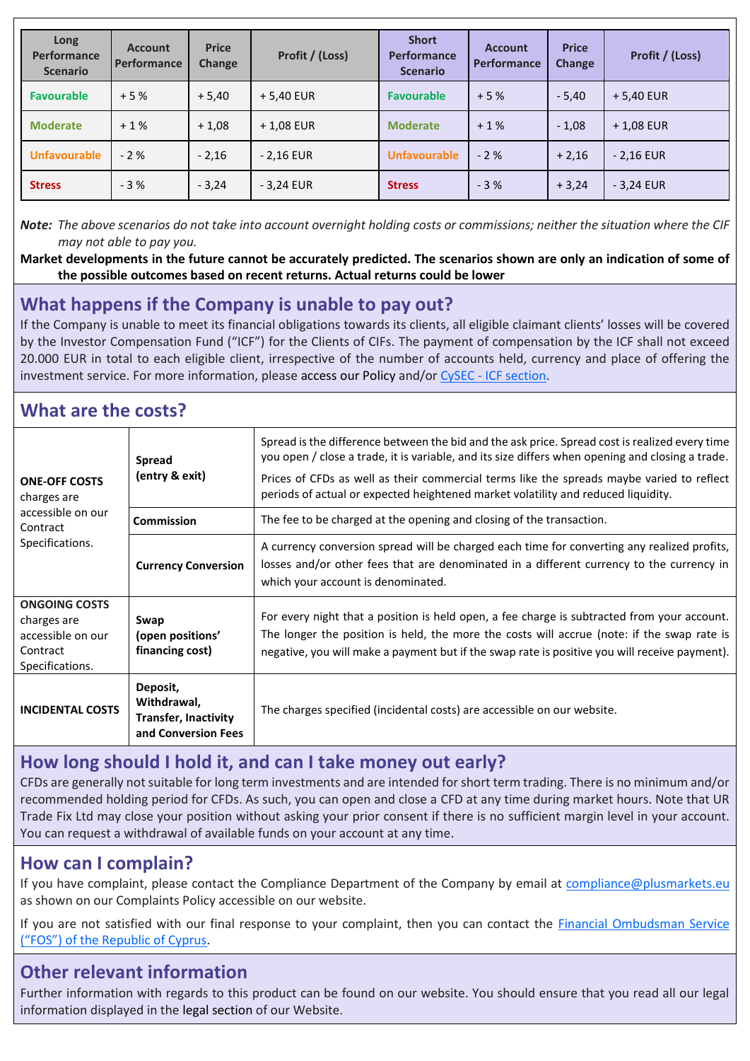| Long Performance Scenario | Account Performance | Price Change | Profit / (Loss) | Short Performance Scenario | Account Performance | Price Change | Profit / (Loss) |
|---|---|---|---|---|---|---|---|
| Favourable | + 5 % | + 5,40 | + 5,40 EUR | Favourable | + 5 % | - 5,40 | + 5,40 EUR |
| Moderate | + 1 % | + 1,08 | + 1,08 EUR | Moderate | + 1 % | - 1,08 | + 1,08 EUR |
| Unfavourable | - 2 % | - 2,16 | - 2,16 EUR | Unfavourable | - 2 % | + 2,16 | - 2,16 EUR |
| Stress | - 3 % | - 3,24 | - 3,24 EUR | Stress | - 3 % | + 3,24 | - 3,24 EUR |

***Note:*** *The above scenarios do not take into account overnight holding costs or commissions; neither the situation where the CIF may not able to pay you.*

**Market developments in the future cannot be accurately predicted. The scenarios shown are only an indication of some of the possible outcomes based on recent returns. Actual returns could be lower**

## What happens if the Company is unable to pay out?

If the Company is unable to meet its financial obligations towards its clients, all eligible claimant clients' losses will be covered by the Investor Compensation Fund ("ICF") for the Clients of CIFs. The payment of compensation by the ICF shall not exceed 20.000 EUR in total to each eligible client, irrespective of the number of accounts held, currency and place of offering the investment service. For more information, please access our Policy and/or CySEC - ICF section.

## What are the costs?

| | | |
|---|---|---|
| **ONE-OFF COSTS** charges are accessible on our Contract Specifications. | **Spread (entry & exit)** | Spread is the difference between the bid and the ask price. Spread cost is realized every time you open / close a trade, it is variable, and its size differs when opening and closing a trade. Prices of CFDs as well as their commercial terms like the spreads maybe varied to reflect periods of actual or expected heightened market volatility and reduced liquidity. |
| | **Commission** | The fee to be charged at the opening and closing of the transaction. |
| | **Currency Conversion** | A currency conversion spread will be charged each time for converting any realized profits, losses and/or other fees that are denominated in a different currency to the currency in which your account is denominated. |
| **ONGOING COSTS** charges are accessible on our Contract Specifications. | **Swap (open positions' financing cost)** | For every night that a position is held open, a fee charge is subtracted from your account. The longer the position is held, the more the costs will accrue (note: if the swap rate is negative, you will make a payment but if the swap rate is positive you will receive payment). |
| **INCIDENTAL COSTS** | **Deposit, Withdrawal, Transfer, Inactivity and Conversion Fees** | The charges specified (incidental costs) are accessible on our website. |

## How long should I hold it, and can I take money out early?

CFDs are generally not suitable for long term investments and are intended for short term trading. There is no minimum and/or recommended holding period for CFDs. As such, you can open and close a CFD at any time during market hours. Note that UR Trade Fix Ltd may close your position without asking your prior consent if there is no sufficient margin level in your account. You can request a withdrawal of available funds on your account at any time.

## How can I complain?

If you have complaint, please contact the Compliance Department of the Company by email at compliance@plusmarkets.eu as shown on our Complaints Policy accessible on our website.

If you are not satisfied with our final response to your complaint, then you can contact the Financial Ombudsman Service ("FOS") of the Republic of Cyprus.

## Other relevant information

Further information with regards to this product can be found on our website. You should ensure that you read all our legal information displayed in the legal section of our Website.